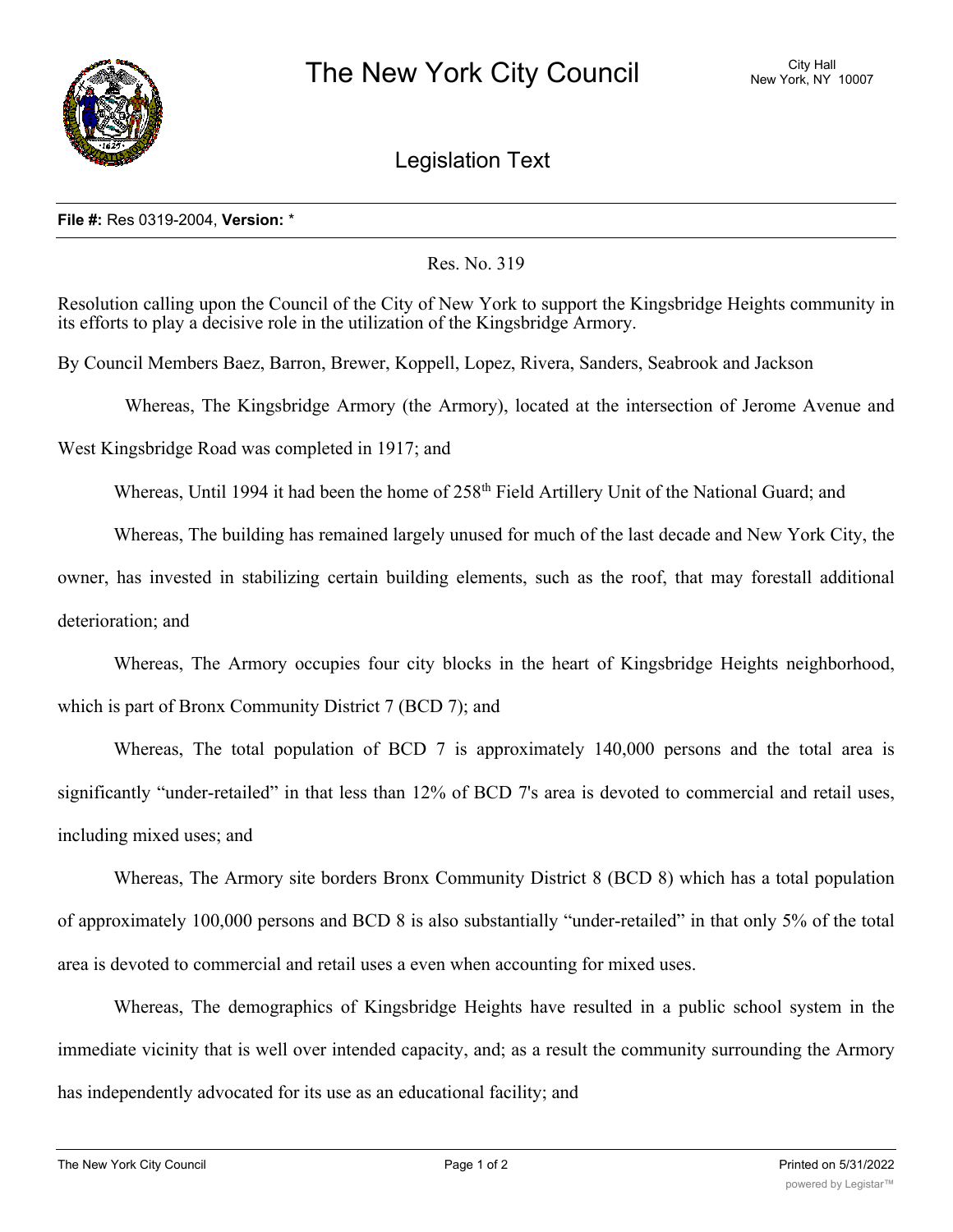# The New York City Council

City Hall
New York, NY 10007

## Legislation Text

**File #:** Res 0319-2004, **Version:** *

Res. No. 319

Resolution calling upon the Council of the City of New York to support the Kingsbridge Heights community in its efforts to play a decisive role in the utilization of the Kingsbridge Armory.

By Council Members Baez, Barron, Brewer, Koppell, Lopez, Rivera, Sanders, Seabrook and Jackson

Whereas, The Kingsbridge Armory (the Armory), located at the intersection of Jerome Avenue and West Kingsbridge Road was completed in 1917; and

Whereas, Until 1994 it had been the home of 258th Field Artillery Unit of the National Guard; and

Whereas, The building has remained largely unused for much of the last decade and New York City, the owner, has invested in stabilizing certain building elements, such as the roof, that may forestall additional deterioration; and

Whereas, The Armory occupies four city blocks in the heart of Kingsbridge Heights neighborhood, which is part of Bronx Community District 7 (BCD 7); and

Whereas, The total population of BCD 7 is approximately 140,000 persons and the total area is significantly "under-retailed" in that less than 12% of BCD 7's area is devoted to commercial and retail uses, including mixed uses; and

Whereas, The Armory site borders Bronx Community District 8 (BCD 8) which has a total population of approximately 100,000 persons and BCD 8 is also substantially "under-retailed" in that only 5% of the total area is devoted to commercial and retail uses a even when accounting for mixed uses.

Whereas, The demographics of Kingsbridge Heights have resulted in a public school system in the immediate vicinity that is well over intended capacity, and; as a result the community surrounding the Armory has independently advocated for its use as an educational facility; and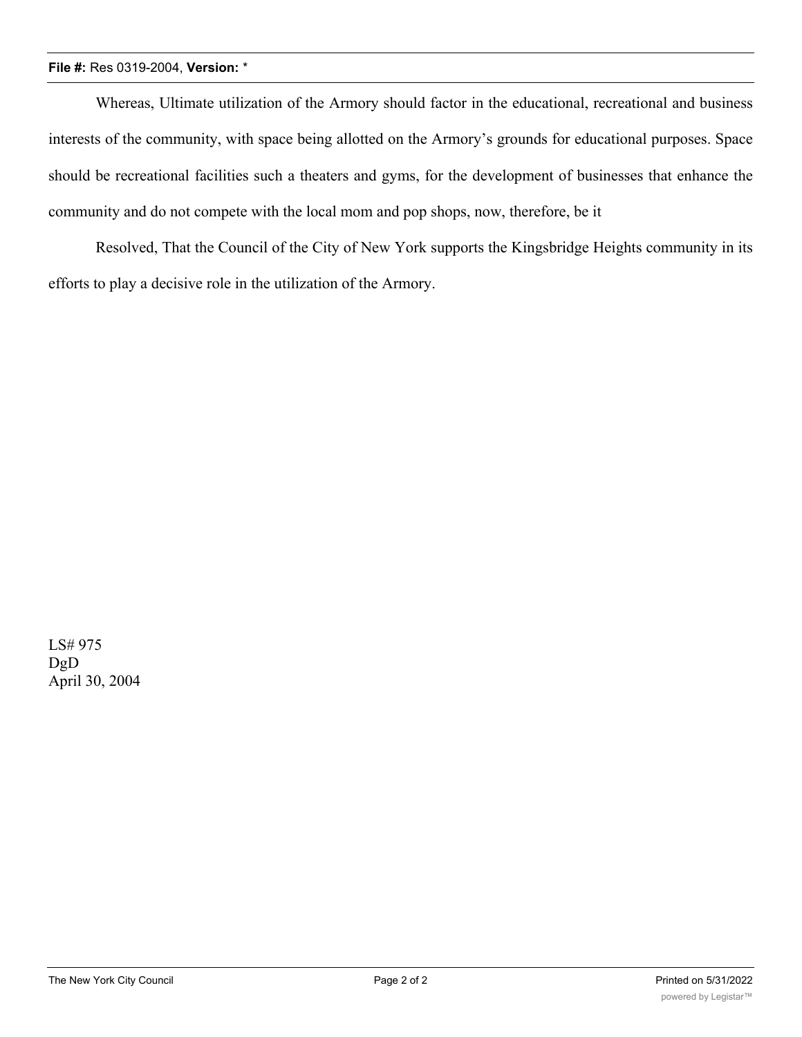Whereas, Ultimate utilization of the Armory should factor in the educational, recreational and business interests of the community, with space being allotted on the Armory's grounds for educational purposes. Space should be recreational facilities such a theaters and gyms, for the development of businesses that enhance the community and do not compete with the local mom and pop shops, now, therefore, be it

Resolved, That the Council of the City of New York supports the Kingsbridge Heights community in its efforts to play a decisive role in the utilization of the Armory.

LS# 975
DgD
April 30, 2004